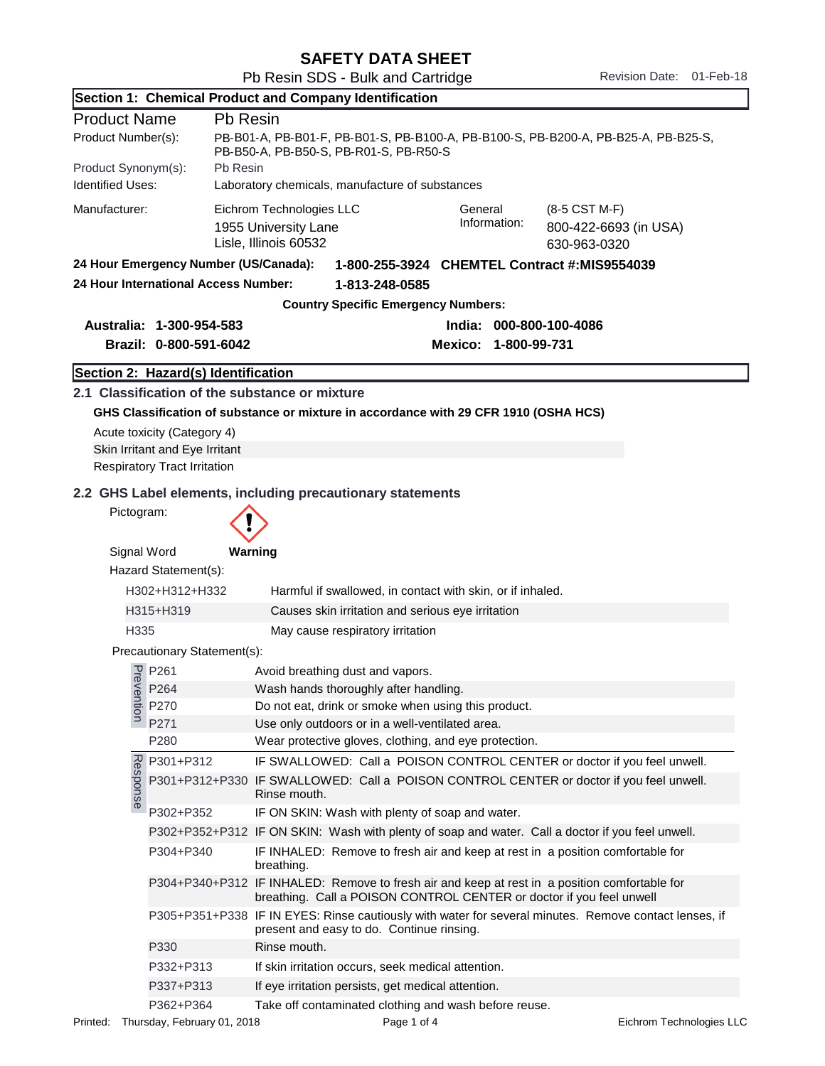# SAFETY DATA SHEET

Pb Resin SDS - Bulk and Cartridge

Revision Date: 01-Feb-18

## Section 1: Chemical Product and Company Identification

| | |
|---|---|
| Product Name | Pb Resin |
| Product Number(s): | PB-B01-A, PB-B01-F, PB-B01-S, PB-B100-A, PB-B100-S, PB-B200-A, PB-B25-A, PB-B25-S, PB-B50-A, PB-B50-S, PB-R01-S, PB-R50-S |
| Product Synonym(s): | Pb Resin |
| Identified Uses: | Laboratory chemicals, manufacture of substances |

| Manufacturer: | Eichrom Technologies LLC<br>1955 University Lane<br>Lisle, Illinois 60532 | General Information: | (8-5 CST M-F)<br>800-422-6693 (in USA)<br>630-963-0320 |
|---|---|---|---|

**24 Hour Emergency Number (US/Canada): 1-800-255-3924 CHEMTEL Contract #:MIS9554039**

**24 Hour International Access Number: 1-813-248-0585**

**Country Specific Emergency Numbers:**

| | |
|---|---|
| **Australia: 1-300-954-583** | **India: 000-800-100-4086** |
| **Brazil: 0-800-591-6042** | **Mexico: 1-800-99-731** |

## Section 2: Hazard(s) Identification

### 2.1 Classification of the substance or mixture

**GHS Classification of substance or mixture in accordance with 29 CFR 1910 (OSHA HCS)**

Acute toxicity (Category 4)

Skin Irritant and Eye Irritant

Respiratory Tract Irritation

### 2.2 GHS Label elements, including precautionary statements

Pictogram:

Signal Word **Warning**

Hazard Statement(s):

| | |
|---|---|
| H302+H312+H332 | Harmful if swallowed, in contact with skin, or if inhaled. |
| H315+H319 | Causes skin irritation and serious eye irritation |
| H335 | May cause respiratory irritation |

Precautionary Statement(s):

| | | |
|---|---|---|
| Prevention | P261 | Avoid breathing dust and vapors. |
| | P264 | Wash hands thoroughly after handling. |
| | P270 | Do not eat, drink or smoke when using this product. |
| | P271 | Use only outdoors or in a well-ventilated area. |
| | P280 | Wear protective gloves, clothing, and eye protection. |
| Response | P301+P312 | IF SWALLOWED: Call a POISON CONTROL CENTER or doctor if you feel unwell. |
| | P301+P312+P330 | IF SWALLOWED: Call a POISON CONTROL CENTER or doctor if you feel unwell. Rinse mouth. |
| | P302+P352 | IF ON SKIN: Wash with plenty of soap and water. |
| | P302+P352+P312 | IF ON SKIN: Wash with plenty of soap and water. Call a doctor if you feel unwell. |
| | P304+P340 | IF INHALED: Remove to fresh air and keep at rest in a position comfortable for breathing. |
| | P304+P340+P312 | IF INHALED: Remove to fresh air and keep at rest in a position comfortable for breathing. Call a POISON CONTROL CENTER or doctor if you feel unwell |
| | P305+P351+P338 | IF IN EYES: Rinse cautiously with water for several minutes. Remove contact lenses, if present and easy to do. Continue rinsing. |
| | P330 | Rinse mouth. |
| | P332+P313 | If skin irritation occurs, seek medical attention. |
| | P337+P313 | If eye irritation persists, get medical attention. |
| | P362+P364 | Take off contaminated clothing and wash before reuse. |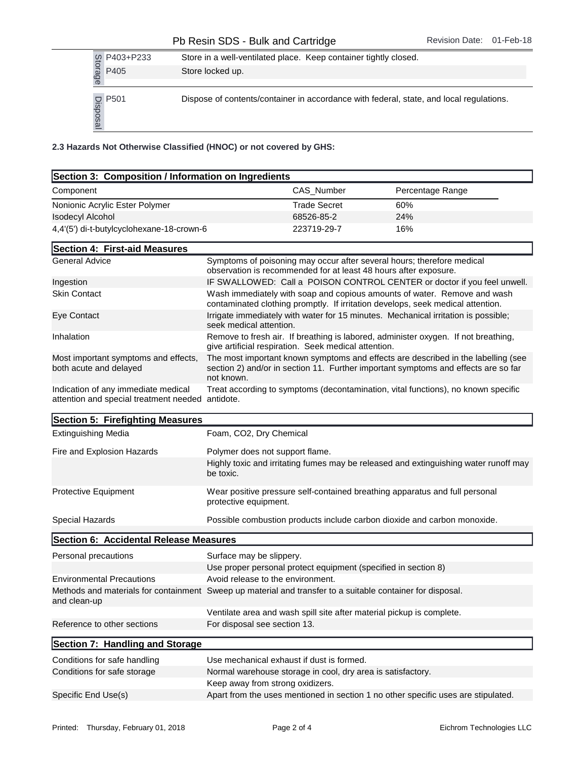| | Code | Statement |
|---|---|---|
| Storage | P403+P233 | Store in a well-ventilated place. Keep container tightly closed. |
| | P405 | Store locked up. |
| Disposal | P501 | Dispose of contents/container in accordance with federal, state, and local regulations. |

**2.3 Hazards Not Otherwise Classified (HNOC) or not covered by GHS:**

## Section 3: Composition / Information on Ingredients

| Component | CAS_Number | Percentage Range |
|---|---|---|
| Nonionic Acrylic Ester Polymer | Trade Secret | 60% |
| Isodecyl Alcohol | 68526-85-2 | 24% |
| 4,4'(5') di-t-butylcyclohexane-18-crown-6 | 223719-29-7 | 16% |

## Section 4: First-aid Measures

| | |
|---|---|
| General Advice | Symptoms of poisoning may occur after several hours; therefore medical observation is recommended for at least 48 hours after exposure. |
| Ingestion | IF SWALLOWED: Call a POISON CONTROL CENTER or doctor if you feel unwell. |
| Skin Contact | Wash immediately with soap and copious amounts of water. Remove and wash contaminated clothing promptly. If irritation develops, seek medical attention. |
| Eye Contact | Irrigate immediately with water for 15 minutes. Mechanical irritation is possible; seek medical attention. |
| Inhalation | Remove to fresh air. If breathing is labored, administer oxygen. If not breathing, give artificial respiration. Seek medical attention. |
| Most important symptoms and effects, both acute and delayed | The most important known symptoms and effects are described in the labelling (see section 2) and/or in section 11. Further important symptoms and effects are so far not known. |
| Indication of any immediate medical attention and special treatment needed | Treat according to symptoms (decontamination, vital functions), no known specific antidote. |

## Section 5: Firefighting Measures

| | |
|---|---|
| Extinguishing Media | Foam, CO2, Dry Chemical |
| Fire and Explosion Hazards | Polymer does not support flame. |
| | Highly toxic and irritating fumes may be released and extinguishing water runoff may be toxic. |
| Protective Equipment | Wear positive pressure self-contained breathing apparatus and full personal protective equipment. |
| Special Hazards | Possible combustion products include carbon dioxide and carbon monoxide. |

## Section 6: Accidental Release Measures

| | |
|---|---|
| Personal precautions | Surface may be slippery. |
| | Use proper personal protect equipment (specified in section 8) |
| Environmental Precautions | Avoid release to the environment. |
| Methods and materials for containment and clean-up | Sweep up material and transfer to a suitable container for disposal. |
| | Ventilate area and wash spill site after material pickup is complete. |
| Reference to other sections | For disposal see section 13. |

## Section 7: Handling and Storage

| | |
|---|---|
| Conditions for safe handling | Use mechanical exhaust if dust is formed. |
| Conditions for safe storage | Normal warehouse storage in cool, dry area is satisfactory. |
| | Keep away from strong oxidizers. |
| Specific End Use(s) | Apart from the uses mentioned in section 1 no other specific uses are stipulated. |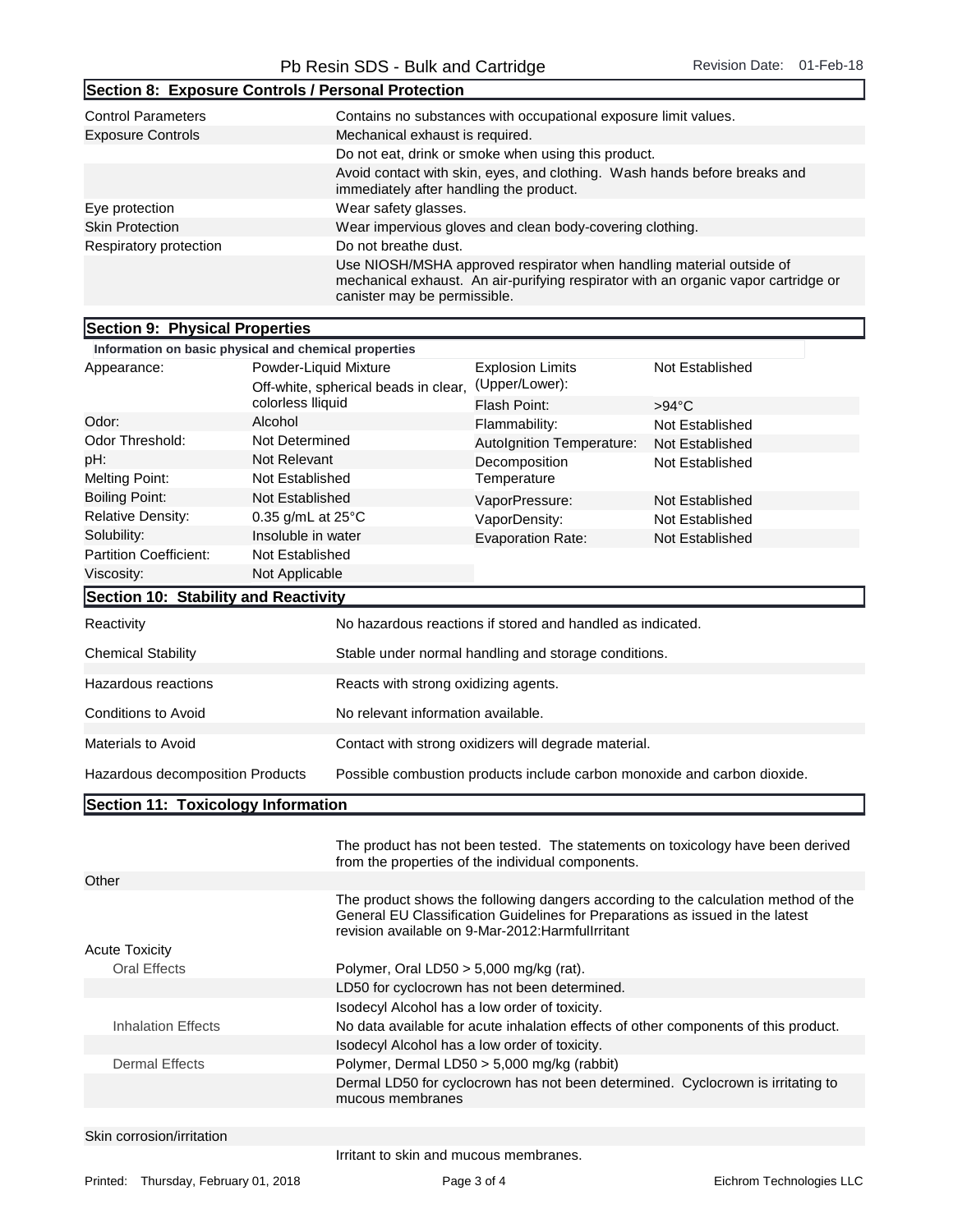## Section 8: Exposure Controls / Personal Protection

| | |
|---|---|
| Control Parameters | Contains no substances with occupational exposure limit values. |
| Exposure Controls | Mechanical exhaust is required. |
| | Do not eat, drink or smoke when using this product. |
| | Avoid contact with skin, eyes, and clothing. Wash hands before breaks and immediately after handling the product. |
| Eye protection | Wear safety glasses. |
| Skin Protection | Wear impervious gloves and clean body-covering clothing. |
| Respiratory protection | Do not breathe dust. |
| | Use NIOSH/MSHA approved respirator when handling material outside of mechanical exhaust. An air-purifying respirator with an organic vapor cartridge or canister may be permissible. |

## Section 9: Physical Properties

**Information on basic physical and chemical properties**

| | | | |
|---|---|---|---|
| Appearance: | Powder-Liquid Mixture<br>Off-white, spherical beads in clear, colorless lliquid | Explosion Limits (Upper/Lower): | Not Established |
| | | Flash Point: | >94°C |
| Odor: | Alcohol | Flammability: | Not Established |
| Odor Threshold: | Not Determined | AutoIgnition Temperature: | Not Established |
| pH: | Not Relevant | Decomposition Temperature | Not Established |
| Melting Point: | Not Established | | |
| Boiling Point: | Not Established | VaporPressure: | Not Established |
| Relative Density: | 0.35 g/mL at 25°C | VaporDensity: | Not Established |
| Solubility: | Insoluble in water | Evaporation Rate: | Not Established |
| Partition Coefficient: | Not Established | | |
| Viscosity: | Not Applicable | | |

## Section 10: Stability and Reactivity

| | |
|---|---|
| Reactivity | No hazardous reactions if stored and handled as indicated. |
| Chemical Stability | Stable under normal handling and storage conditions. |
| Hazardous reactions | Reacts with strong oxidizing agents. |
| Conditions to Avoid | No relevant information available. |
| Materials to Avoid | Contact with strong oxidizers will degrade material. |
| Hazardous decomposition Products | Possible combustion products include carbon monoxide and carbon dioxide. |

## Section 11: Toxicology Information

The product has not been tested. The statements on toxicology have been derived from the properties of the individual components.

**Other**

The product shows the following dangers according to the calculation method of the General EU Classification Guidelines for Preparations as issued in the latest revision available on 9-Mar-2012:HarmfulIrritant

**Acute Toxicity**

| | |
|---|---|
| Oral Effects | Polymer, Oral LD50 > 5,000 mg/kg (rat). |
| | LD50 for cyclocrown has not been determined. |
| | Isodecyl Alcohol has a low order of toxicity. |
| Inhalation Effects | No data available for acute inhalation effects of other components of this product. |
| | Isodecyl Alcohol has a low order of toxicity. |
| Dermal Effects | Polymer, Dermal LD50 > 5,000 mg/kg (rabbit) |
| | Dermal LD50 for cyclocrown has not been determined. Cyclocrown is irritating to mucous membranes |

**Skin corrosion/irritation**

Irritant to skin and mucous membranes.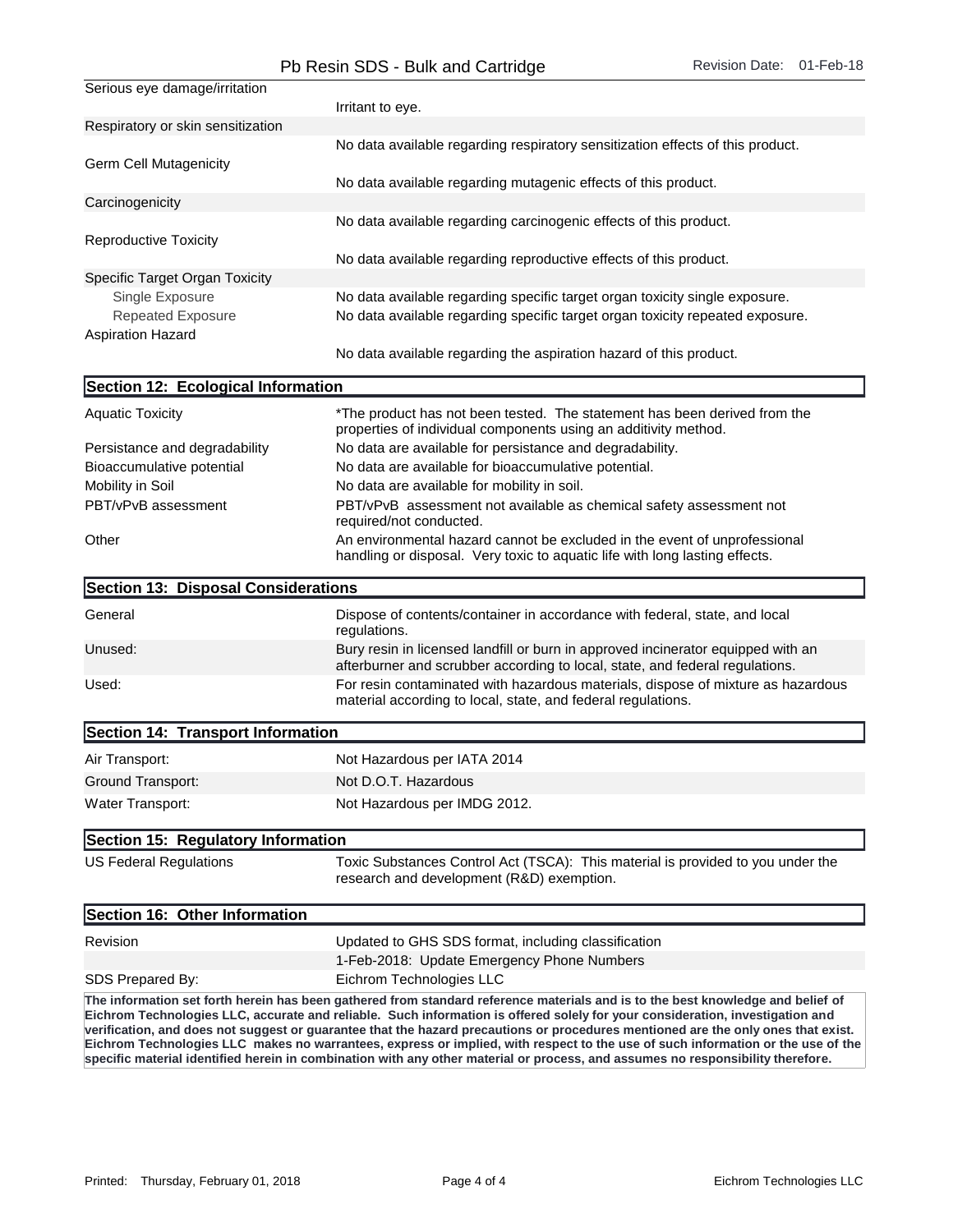| | |
|---|---|
| Serious eye damage/irritation | |
| | Irritant to eye. |
| Respiratory or skin sensitization | |
| | No data available regarding respiratory sensitization effects of this product. |
| Germ Cell Mutagenicity | |
| | No data available regarding mutagenic effects of this product. |
| Carcinogenicity | |
| | No data available regarding carcinogenic effects of this product. |
| Reproductive Toxicity | |
| | No data available regarding reproductive effects of this product. |
| Specific Target Organ Toxicity | |
| Single Exposure | No data available regarding specific target organ toxicity single exposure. |
| Repeated Exposure | No data available regarding specific target organ toxicity repeated exposure. |
| Aspiration Hazard | |
| | No data available regarding the aspiration hazard of this product. |

## Section 12: Ecological Information

| | |
|---|---|
| Aquatic Toxicity | *The product has not been tested. The statement has been derived from the properties of individual components using an additivity method. |
| Persistance and degradability | No data are available for persistance and degradability. |
| Bioaccumulative potential | No data are available for bioaccumulative potential. |
| Mobility in Soil | No data are available for mobility in soil. |
| PBT/vPvB assessment | PBT/vPvB assessment not available as chemical safety assessment not required/not conducted. |
| Other | An environmental hazard cannot be excluded in the event of unprofessional handling or disposal. Very toxic to aquatic life with long lasting effects. |

## Section 13: Disposal Considerations

| | |
|---|---|
| General | Dispose of contents/container in accordance with federal, state, and local regulations. |
| Unused: | Bury resin in licensed landfill or burn in approved incinerator equipped with an afterburner and scrubber according to local, state, and federal regulations. |
| Used: | For resin contaminated with hazardous materials, dispose of mixture as hazardous material according to local, state, and federal regulations. |

## Section 14: Transport Information

| | |
|---|---|
| Air Transport: | Not Hazardous per IATA 2014 |
| Ground Transport: | Not D.O.T. Hazardous |
| Water Transport: | Not Hazardous per IMDG 2012. |

## Section 15: Regulatory Information

| | |
|---|---|
| US Federal Regulations | Toxic Substances Control Act (TSCA): This material is provided to you under the research and development (R&D) exemption. |

## Section 16: Other Information

| | |
|---|---|
| Revision | Updated to GHS SDS format, including classification |
| | 1-Feb-2018: Update Emergency Phone Numbers |
| SDS Prepared By: | Eichrom Technologies LLC |

**The information set forth herein has been gathered from standard reference materials and is to the best knowledge and belief of Eichrom Technologies LLC, accurate and reliable. Such information is offered solely for your consideration, investigation and verification, and does not suggest or guarantee that the hazard precautions or procedures mentioned are the only ones that exist. Eichrom Technologies LLC makes no warrantees, express or implied, with respect to the use of such information or the use of the specific material identified herein in combination with any other material or process, and assumes no responsibility therefore.**